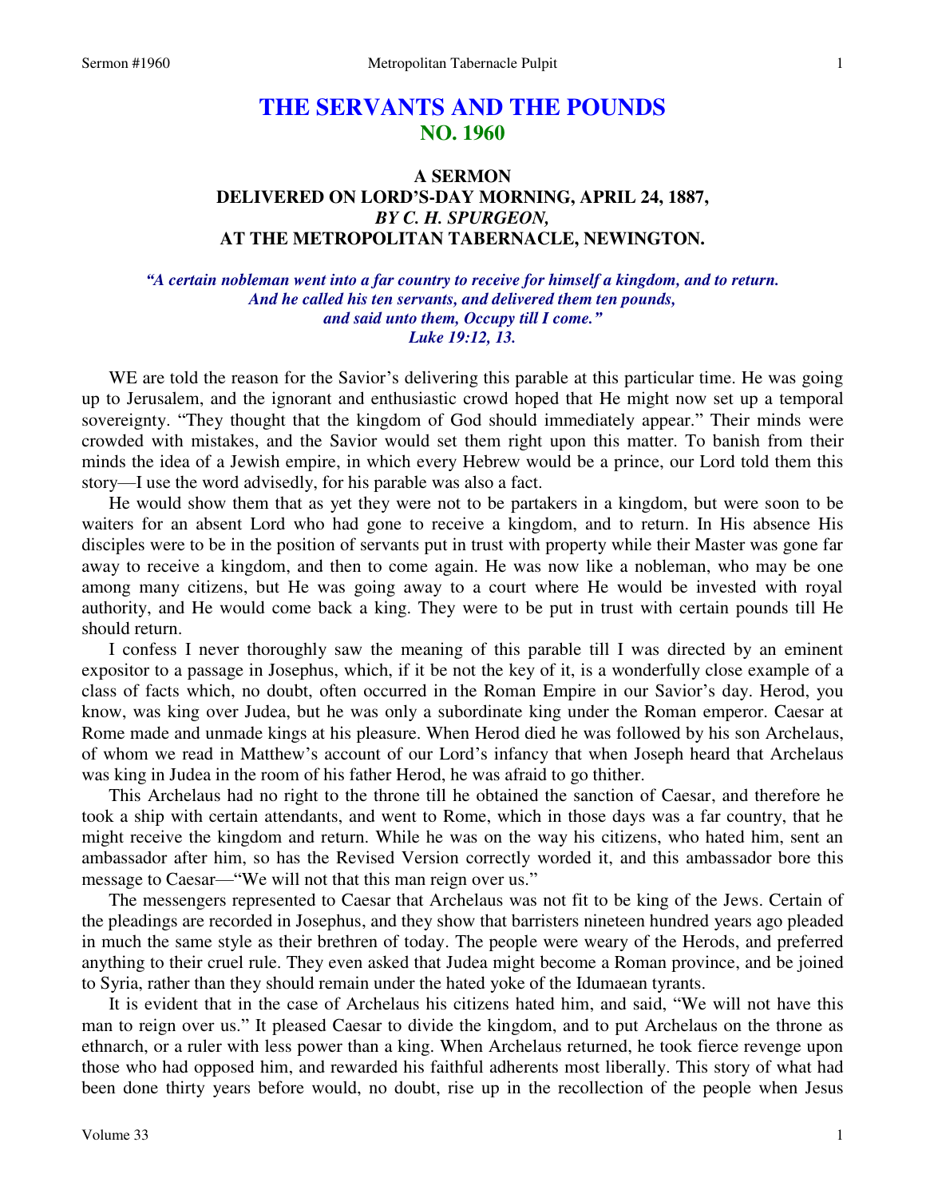# THE SERVANTS AND THE POUNDS
## NO. 1960

### A SERMON
### DELIVERED ON LORD'S-DAY MORNING, APRIL 24, 1887,
### *BY C. H. SPURGEON,*
### AT THE METROPOLITAN TABERNACLE, NEWINGTON.

*"A certain nobleman went into a far country to receive for himself a kingdom, and to return. And he called his ten servants, and delivered them ten pounds, and said unto them, Occupy till I come." Luke 19:12, 13.*

WE are told the reason for the Savior's delivering this parable at this particular time. He was going up to Jerusalem, and the ignorant and enthusiastic crowd hoped that He might now set up a temporal sovereignty. "They thought that the kingdom of God should immediately appear." Their minds were crowded with mistakes, and the Savior would set them right upon this matter. To banish from their minds the idea of a Jewish empire, in which every Hebrew would be a prince, our Lord told them this story—I use the word advisedly, for his parable was also a fact.

He would show them that as yet they were not to be partakers in a kingdom, but were soon to be waiters for an absent Lord who had gone to receive a kingdom, and to return. In His absence His disciples were to be in the position of servants put in trust with property while their Master was gone far away to receive a kingdom, and then to come again. He was now like a nobleman, who may be one among many citizens, but He was going away to a court where He would be invested with royal authority, and He would come back a king. They were to be put in trust with certain pounds till He should return.

I confess I never thoroughly saw the meaning of this parable till I was directed by an eminent expositor to a passage in Josephus, which, if it be not the key of it, is a wonderfully close example of a class of facts which, no doubt, often occurred in the Roman Empire in our Savior's day. Herod, you know, was king over Judea, but he was only a subordinate king under the Roman emperor. Caesar at Rome made and unmade kings at his pleasure. When Herod died he was followed by his son Archelaus, of whom we read in Matthew's account of our Lord's infancy that when Joseph heard that Archelaus was king in Judea in the room of his father Herod, he was afraid to go thither.

This Archelaus had no right to the throne till he obtained the sanction of Caesar, and therefore he took a ship with certain attendants, and went to Rome, which in those days was a far country, that he might receive the kingdom and return. While he was on the way his citizens, who hated him, sent an ambassador after him, so has the Revised Version correctly worded it, and this ambassador bore this message to Caesar—"We will not that this man reign over us."

The messengers represented to Caesar that Archelaus was not fit to be king of the Jews. Certain of the pleadings are recorded in Josephus, and they show that barristers nineteen hundred years ago pleaded in much the same style as their brethren of today. The people were weary of the Herods, and preferred anything to their cruel rule. They even asked that Judea might become a Roman province, and be joined to Syria, rather than they should remain under the hated yoke of the Idumaean tyrants.

It is evident that in the case of Archelaus his citizens hated him, and said, "We will not have this man to reign over us." It pleased Caesar to divide the kingdom, and to put Archelaus on the throne as ethnarch, or a ruler with less power than a king. When Archelaus returned, he took fierce revenge upon those who had opposed him, and rewarded his faithful adherents most liberally. This story of what had been done thirty years before would, no doubt, rise up in the recollection of the people when Jesus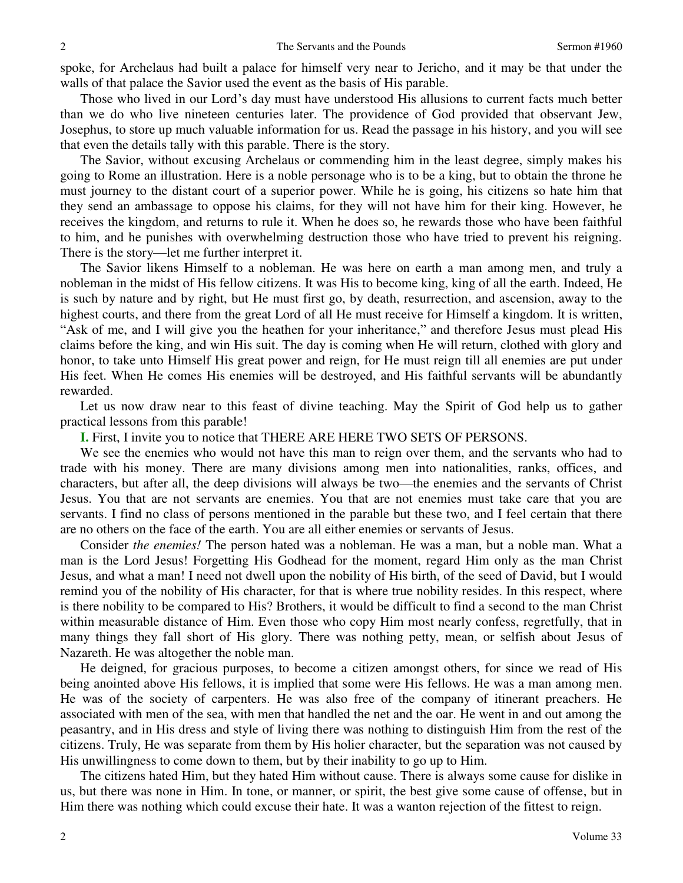spoke, for Archelaus had built a palace for himself very near to Jericho, and it may be that under the walls of that palace the Savior used the event as the basis of His parable.

Those who lived in our Lord's day must have understood His allusions to current facts much better than we do who live nineteen centuries later. The providence of God provided that observant Jew, Josephus, to store up much valuable information for us. Read the passage in his history, and you will see that even the details tally with this parable. There is the story.

The Savior, without excusing Archelaus or commending him in the least degree, simply makes his going to Rome an illustration. Here is a noble personage who is to be a king, but to obtain the throne he must journey to the distant court of a superior power. While he is going, his citizens so hate him that they send an ambassage to oppose his claims, for they will not have him for their king. However, he receives the kingdom, and returns to rule it. When he does so, he rewards those who have been faithful to him, and he punishes with overwhelming destruction those who have tried to prevent his reigning. There is the story—let me further interpret it.

The Savior likens Himself to a nobleman. He was here on earth a man among men, and truly a nobleman in the midst of His fellow citizens. It was His to become king, king of all the earth. Indeed, He is such by nature and by right, but He must first go, by death, resurrection, and ascension, away to the highest courts, and there from the great Lord of all He must receive for Himself a kingdom. It is written, "Ask of me, and I will give you the heathen for your inheritance," and therefore Jesus must plead His claims before the king, and win His suit. The day is coming when He will return, clothed with glory and honor, to take unto Himself His great power and reign, for He must reign till all enemies are put under His feet. When He comes His enemies will be destroyed, and His faithful servants will be abundantly rewarded.

Let us now draw near to this feast of divine teaching. May the Spirit of God help us to gather practical lessons from this parable!

**I.** First, I invite you to notice that THERE ARE HERE TWO SETS OF PERSONS.

We see the enemies who would not have this man to reign over them, and the servants who had to trade with his money. There are many divisions among men into nationalities, ranks, offices, and characters, but after all, the deep divisions will always be two—the enemies and the servants of Christ Jesus. You that are not servants are enemies. You that are not enemies must take care that you are servants. I find no class of persons mentioned in the parable but these two, and I feel certain that there are no others on the face of the earth. You are all either enemies or servants of Jesus.

Consider *the enemies!* The person hated was a nobleman. He was a man, but a noble man. What a man is the Lord Jesus! Forgetting His Godhead for the moment, regard Him only as the man Christ Jesus, and what a man! I need not dwell upon the nobility of His birth, of the seed of David, but I would remind you of the nobility of His character, for that is where true nobility resides. In this respect, where is there nobility to be compared to His? Brothers, it would be difficult to find a second to the man Christ within measurable distance of Him. Even those who copy Him most nearly confess, regretfully, that in many things they fall short of His glory. There was nothing petty, mean, or selfish about Jesus of Nazareth. He was altogether the noble man.

He deigned, for gracious purposes, to become a citizen amongst others, for since we read of His being anointed above His fellows, it is implied that some were His fellows. He was a man among men. He was of the society of carpenters. He was also free of the company of itinerant preachers. He associated with men of the sea, with men that handled the net and the oar. He went in and out among the peasantry, and in His dress and style of living there was nothing to distinguish Him from the rest of the citizens. Truly, He was separate from them by His holier character, but the separation was not caused by His unwillingness to come down to them, but by their inability to go up to Him.

The citizens hated Him, but they hated Him without cause. There is always some cause for dislike in us, but there was none in Him. In tone, or manner, or spirit, the best give some cause of offense, but in Him there was nothing which could excuse their hate. It was a wanton rejection of the fittest to reign.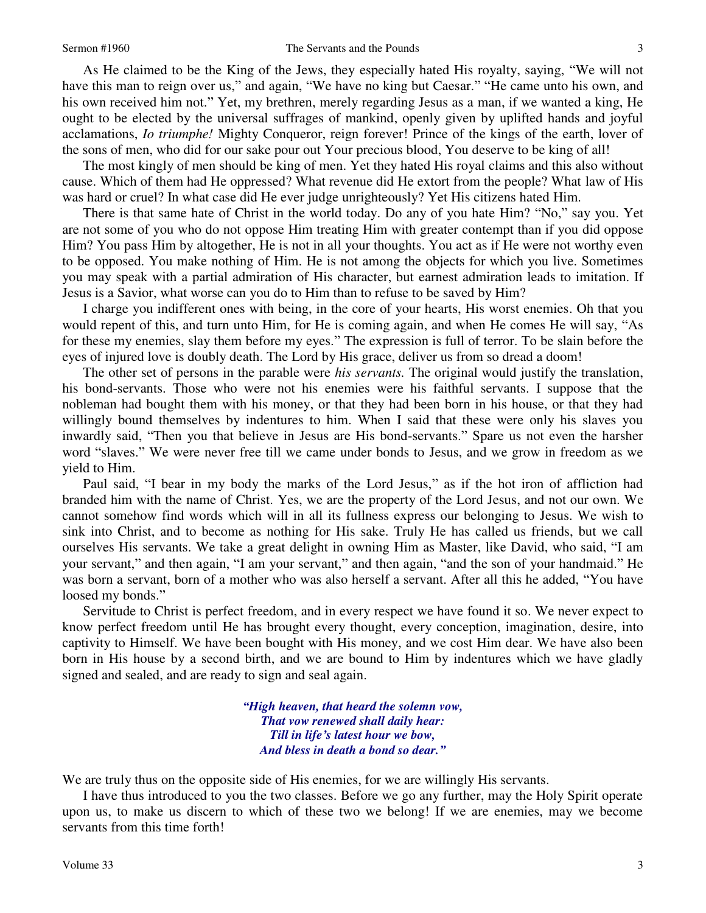As He claimed to be the King of the Jews, they especially hated His royalty, saying, "We will not have this man to reign over us," and again, "We have no king but Caesar." "He came unto his own, and his own received him not." Yet, my brethren, merely regarding Jesus as a man, if we wanted a king, He ought to be elected by the universal suffrages of mankind, openly given by uplifted hands and joyful acclamations, *Io triumphe!* Mighty Conqueror, reign forever! Prince of the kings of the earth, lover of the sons of men, who did for our sake pour out Your precious blood, You deserve to be king of all!

The most kingly of men should be king of men. Yet they hated His royal claims and this also without cause. Which of them had He oppressed? What revenue did He extort from the people? What law of His was hard or cruel? In what case did He ever judge unrighteously? Yet His citizens hated Him.

There is that same hate of Christ in the world today. Do any of you hate Him? "No," say you. Yet are not some of you who do not oppose Him treating Him with greater contempt than if you did oppose Him? You pass Him by altogether, He is not in all your thoughts. You act as if He were not worthy even to be opposed. You make nothing of Him. He is not among the objects for which you live. Sometimes you may speak with a partial admiration of His character, but earnest admiration leads to imitation. If Jesus is a Savior, what worse can you do to Him than to refuse to be saved by Him?

I charge you indifferent ones with being, in the core of your hearts, His worst enemies. Oh that you would repent of this, and turn unto Him, for He is coming again, and when He comes He will say, "As for these my enemies, slay them before my eyes." The expression is full of terror. To be slain before the eyes of injured love is doubly death. The Lord by His grace, deliver us from so dread a doom!

The other set of persons in the parable were *his servants.* The original would justify the translation, his bond-servants. Those who were not his enemies were his faithful servants. I suppose that the nobleman had bought them with his money, or that they had been born in his house, or that they had willingly bound themselves by indentures to him. When I said that these were only his slaves you inwardly said, "Then you that believe in Jesus are His bond-servants." Spare us not even the harsher word "slaves." We were never free till we came under bonds to Jesus, and we grow in freedom as we yield to Him.

Paul said, "I bear in my body the marks of the Lord Jesus," as if the hot iron of affliction had branded him with the name of Christ. Yes, we are the property of the Lord Jesus, and not our own. We cannot somehow find words which will in all its fullness express our belonging to Jesus. We wish to sink into Christ, and to become as nothing for His sake. Truly He has called us friends, but we call ourselves His servants. We take a great delight in owning Him as Master, like David, who said, "I am your servant," and then again, "I am your servant," and then again, "and the son of your handmaid." He was born a servant, born of a mother who was also herself a servant. After all this he added, "You have loosed my bonds."

Servitude to Christ is perfect freedom, and in every respect we have found it so. We never expect to know perfect freedom until He has brought every thought, every conception, imagination, desire, into captivity to Himself. We have been bought with His money, and we cost Him dear. We have also been born in His house by a second birth, and we are bound to Him by indentures which we have gladly signed and sealed, and are ready to sign and seal again.

> ***"High heaven, that heard the solemn vow,***
> ***That vow renewed shall daily hear:***
> ***Till in life's latest hour we bow,***
> ***And bless in death a bond so dear."***

We are truly thus on the opposite side of His enemies, for we are willingly His servants.

I have thus introduced to you the two classes. Before we go any further, may the Holy Spirit operate upon us, to make us discern to which of these two we belong! If we are enemies, may we become servants from this time forth!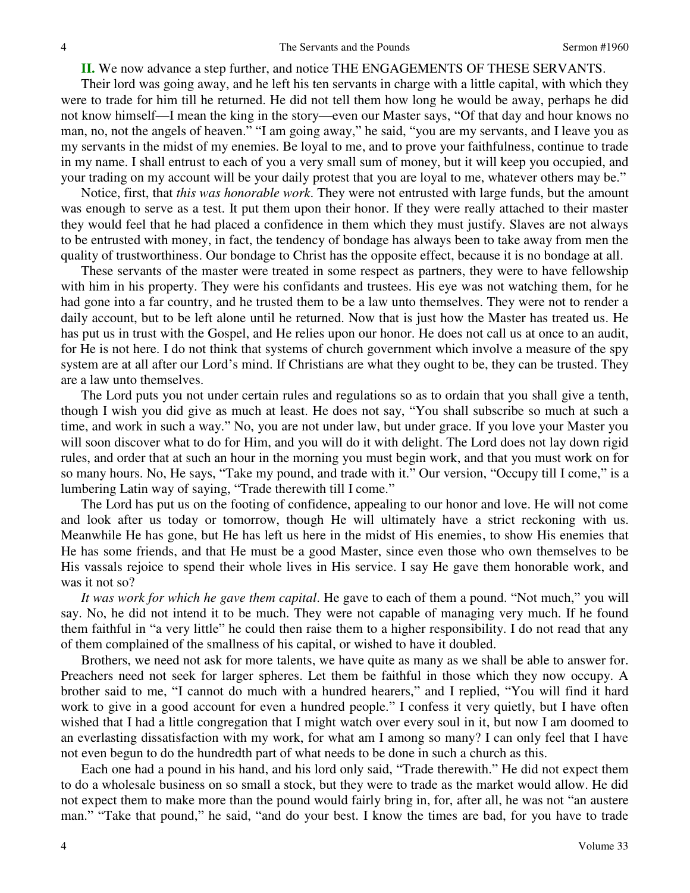**II.** We now advance a step further, and notice THE ENGAGEMENTS OF THESE SERVANTS.

Their lord was going away, and he left his ten servants in charge with a little capital, with which they were to trade for him till he returned. He did not tell them how long he would be away, perhaps he did not know himself—I mean the king in the story—even our Master says, "Of that day and hour knows no man, no, not the angels of heaven." "I am going away," he said, "you are my servants, and I leave you as my servants in the midst of my enemies. Be loyal to me, and to prove your faithfulness, continue to trade in my name. I shall entrust to each of you a very small sum of money, but it will keep you occupied, and your trading on my account will be your daily protest that you are loyal to me, whatever others may be."

Notice, first, that *this was honorable work*. They were not entrusted with large funds, but the amount was enough to serve as a test. It put them upon their honor. If they were really attached to their master they would feel that he had placed a confidence in them which they must justify. Slaves are not always to be entrusted with money, in fact, the tendency of bondage has always been to take away from men the quality of trustworthiness. Our bondage to Christ has the opposite effect, because it is no bondage at all.

These servants of the master were treated in some respect as partners, they were to have fellowship with him in his property. They were his confidants and trustees. His eye was not watching them, for he had gone into a far country, and he trusted them to be a law unto themselves. They were not to render a daily account, but to be left alone until he returned. Now that is just how the Master has treated us. He has put us in trust with the Gospel, and He relies upon our honor. He does not call us at once to an audit, for He is not here. I do not think that systems of church government which involve a measure of the spy system are at all after our Lord's mind. If Christians are what they ought to be, they can be trusted. They are a law unto themselves.

The Lord puts you not under certain rules and regulations so as to ordain that you shall give a tenth, though I wish you did give as much at least. He does not say, "You shall subscribe so much at such a time, and work in such a way." No, you are not under law, but under grace. If you love your Master you will soon discover what to do for Him, and you will do it with delight. The Lord does not lay down rigid rules, and order that at such an hour in the morning you must begin work, and that you must work on for so many hours. No, He says, "Take my pound, and trade with it." Our version, "Occupy till I come," is a lumbering Latin way of saying, "Trade therewith till I come."

The Lord has put us on the footing of confidence, appealing to our honor and love. He will not come and look after us today or tomorrow, though He will ultimately have a strict reckoning with us. Meanwhile He has gone, but He has left us here in the midst of His enemies, to show His enemies that He has some friends, and that He must be a good Master, since even those who own themselves to be His vassals rejoice to spend their whole lives in His service. I say He gave them honorable work, and was it not so?

*It was work for which he gave them capital*. He gave to each of them a pound. "Not much," you will say. No, he did not intend it to be much. They were not capable of managing very much. If he found them faithful in "a very little" he could then raise them to a higher responsibility. I do not read that any of them complained of the smallness of his capital, or wished to have it doubled.

Brothers, we need not ask for more talents, we have quite as many as we shall be able to answer for. Preachers need not seek for larger spheres. Let them be faithful in those which they now occupy. A brother said to me, "I cannot do much with a hundred hearers," and I replied, "You will find it hard work to give in a good account for even a hundred people." I confess it very quietly, but I have often wished that I had a little congregation that I might watch over every soul in it, but now I am doomed to an everlasting dissatisfaction with my work, for what am I among so many? I can only feel that I have not even begun to do the hundredth part of what needs to be done in such a church as this.

Each one had a pound in his hand, and his lord only said, "Trade therewith." He did not expect them to do a wholesale business on so small a stock, but they were to trade as the market would allow. He did not expect them to make more than the pound would fairly bring in, for, after all, he was not "an austere man." "Take that pound," he said, "and do your best. I know the times are bad, for you have to trade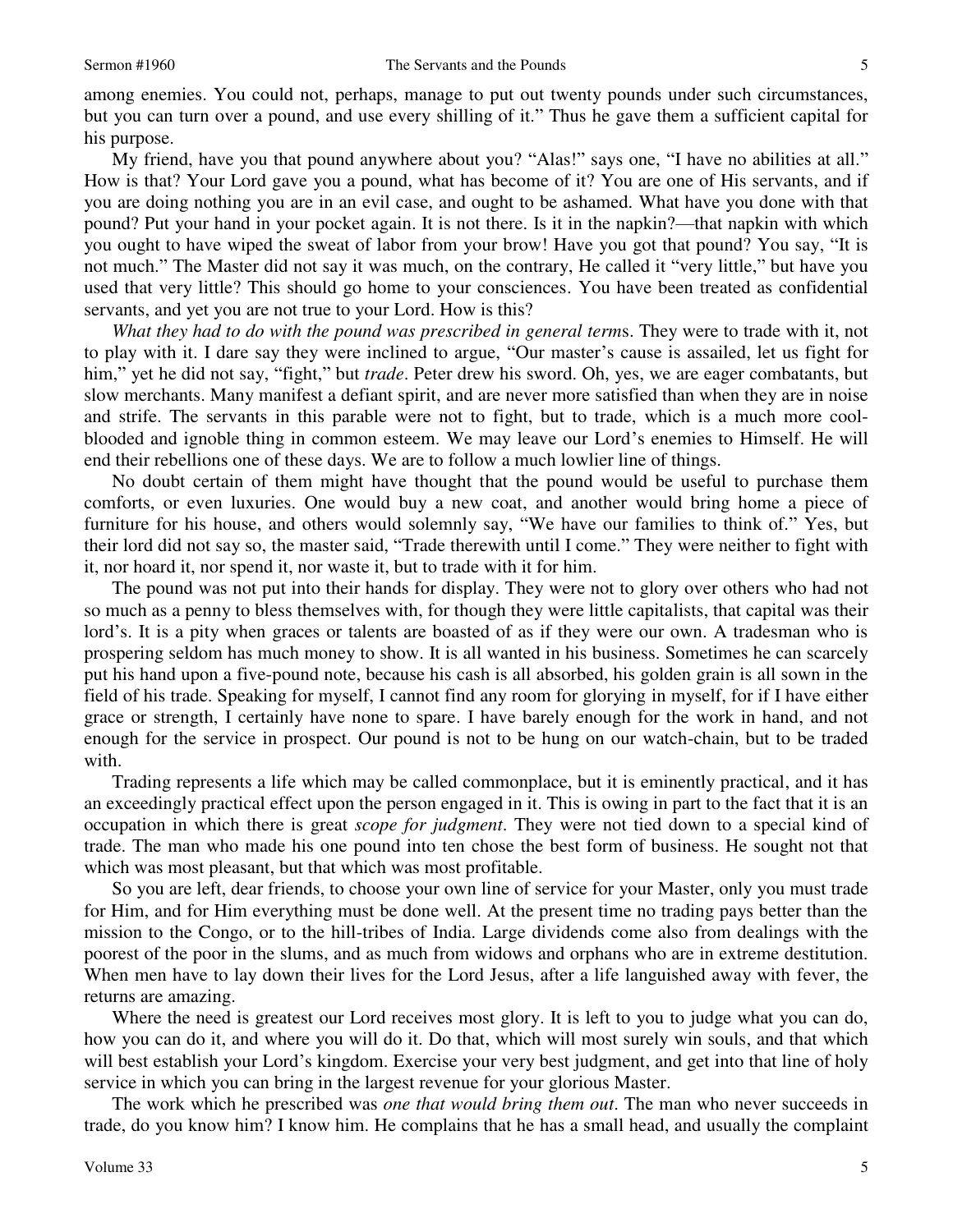among enemies. You could not, perhaps, manage to put out twenty pounds under such circumstances, but you can turn over a pound, and use every shilling of it." Thus he gave them a sufficient capital for his purpose.

My friend, have you that pound anywhere about you? "Alas!" says one, "I have no abilities at all." How is that? Your Lord gave you a pound, what has become of it? You are one of His servants, and if you are doing nothing you are in an evil case, and ought to be ashamed. What have you done with that pound? Put your hand in your pocket again. It is not there. Is it in the napkin?—that napkin with which you ought to have wiped the sweat of labor from your brow! Have you got that pound? You say, "It is not much." The Master did not say it was much, on the contrary, He called it "very little," but have you used that very little? This should go home to your consciences. You have been treated as confidential servants, and yet you are not true to your Lord. How is this?

*What they had to do with the pound was prescribed in general terms*. They were to trade with it, not to play with it. I dare say they were inclined to argue, "Our master's cause is assailed, let us fight for him," yet he did not say, "fight," but *trade*. Peter drew his sword. Oh, yes, we are eager combatants, but slow merchants. Many manifest a defiant spirit, and are never more satisfied than when they are in noise and strife. The servants in this parable were not to fight, but to trade, which is a much more cool-blooded and ignoble thing in common esteem. We may leave our Lord's enemies to Himself. He will end their rebellions one of these days. We are to follow a much lowlier line of things.

No doubt certain of them might have thought that the pound would be useful to purchase them comforts, or even luxuries. One would buy a new coat, and another would bring home a piece of furniture for his house, and others would solemnly say, "We have our families to think of." Yes, but their lord did not say so, the master said, "Trade therewith until I come." They were neither to fight with it, nor hoard it, nor spend it, nor waste it, but to trade with it for him.

The pound was not put into their hands for display. They were not to glory over others who had not so much as a penny to bless themselves with, for though they were little capitalists, that capital was their lord's. It is a pity when graces or talents are boasted of as if they were our own. A tradesman who is prospering seldom has much money to show. It is all wanted in his business. Sometimes he can scarcely put his hand upon a five-pound note, because his cash is all absorbed, his golden grain is all sown in the field of his trade. Speaking for myself, I cannot find any room for glorying in myself, for if I have either grace or strength, I certainly have none to spare. I have barely enough for the work in hand, and not enough for the service in prospect. Our pound is not to be hung on our watch-chain, but to be traded with.

Trading represents a life which may be called commonplace, but it is eminently practical, and it has an exceedingly practical effect upon the person engaged in it. This is owing in part to the fact that it is an occupation in which there is great *scope for judgment*. They were not tied down to a special kind of trade. The man who made his one pound into ten chose the best form of business. He sought not that which was most pleasant, but that which was most profitable.

So you are left, dear friends, to choose your own line of service for your Master, only you must trade for Him, and for Him everything must be done well. At the present time no trading pays better than the mission to the Congo, or to the hill-tribes of India. Large dividends come also from dealings with the poorest of the poor in the slums, and as much from widows and orphans who are in extreme destitution. When men have to lay down their lives for the Lord Jesus, after a life languished away with fever, the returns are amazing.

Where the need is greatest our Lord receives most glory. It is left to you to judge what you can do, how you can do it, and where you will do it. Do that, which will most surely win souls, and that which will best establish your Lord's kingdom. Exercise your very best judgment, and get into that line of holy service in which you can bring in the largest revenue for your glorious Master.

The work which he prescribed was *one that would bring them out*. The man who never succeeds in trade, do you know him? I know him. He complains that he has a small head, and usually the complaint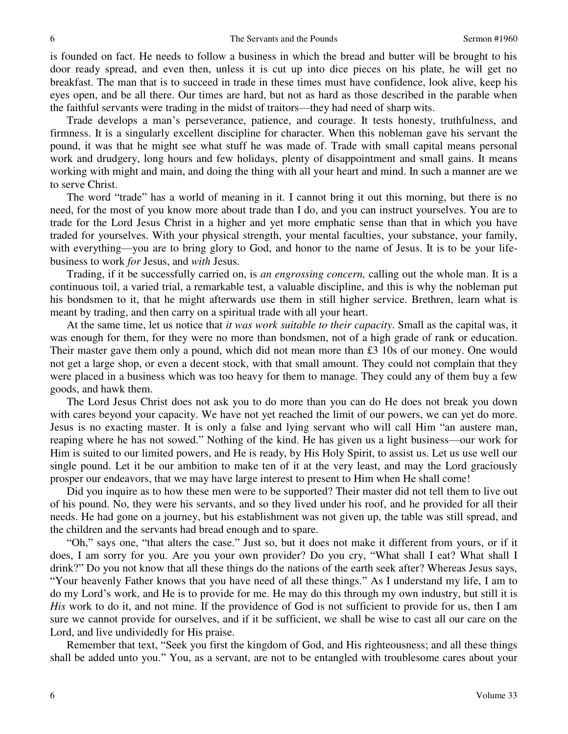is founded on fact. He needs to follow a business in which the bread and butter will be brought to his door ready spread, and even then, unless it is cut up into dice pieces on his plate, he will get no breakfast. The man that is to succeed in trade in these times must have confidence, look alive, keep his eyes open, and be all there. Our times are hard, but not as hard as those described in the parable when the faithful servants were trading in the midst of traitors—they had need of sharp wits.

Trade develops a man's perseverance, patience, and courage. It tests honesty, truthfulness, and firmness. It is a singularly excellent discipline for character. When this nobleman gave his servant the pound, it was that he might see what stuff he was made of. Trade with small capital means personal work and drudgery, long hours and few holidays, plenty of disappointment and small gains. It means working with might and main, and doing the thing with all your heart and mind. In such a manner are we to serve Christ.

The word "trade" has a world of meaning in it. I cannot bring it out this morning, but there is no need, for the most of you know more about trade than I do, and you can instruct yourselves. You are to trade for the Lord Jesus Christ in a higher and yet more emphatic sense than that in which you have traded for yourselves. With your physical strength, your mental faculties, your substance, your family, with everything—you are to bring glory to God, and honor to the name of Jesus. It is to be your life-business to work *for* Jesus, and *with* Jesus.

Trading, if it be successfully carried on, is *an engrossing concern,* calling out the whole man. It is a continuous toil, a varied trial, a remarkable test, a valuable discipline, and this is why the nobleman put his bondsmen to it, that he might afterwards use them in still higher service. Brethren, learn what is meant by trading, and then carry on a spiritual trade with all your heart.

At the same time, let us notice that *it was work suitable to their capacity*. Small as the capital was, it was enough for them, for they were no more than bondsmen, not of a high grade of rank or education. Their master gave them only a pound, which did not mean more than £3 10s of our money. One would not get a large shop, or even a decent stock, with that small amount. They could not complain that they were placed in a business which was too heavy for them to manage. They could any of them buy a few goods, and hawk them.

The Lord Jesus Christ does not ask you to do more than you can do He does not break you down with cares beyond your capacity. We have not yet reached the limit of our powers, we can yet do more. Jesus is no exacting master. It is only a false and lying servant who will call Him "an austere man, reaping where he has not sowed." Nothing of the kind. He has given us a light business—our work for Him is suited to our limited powers, and He is ready, by His Holy Spirit, to assist us. Let us use well our single pound. Let it be our ambition to make ten of it at the very least, and may the Lord graciously prosper our endeavors, that we may have large interest to present to Him when He shall come!

Did you inquire as to how these men were to be supported? Their master did not tell them to live out of his pound. No, they were his servants, and so they lived under his roof, and he provided for all their needs. He had gone on a journey, but his establishment was not given up, the table was still spread, and the children and the servants had bread enough and to spare.

"Oh," says one, "that alters the case." Just so, but it does not make it different from yours, or if it does, I am sorry for you. Are you your own provider? Do you cry, "What shall I eat? What shall I drink?" Do you not know that all these things do the nations of the earth seek after? Whereas Jesus says, "Your heavenly Father knows that you have need of all these things." As I understand my life, I am to do my Lord's work, and He is to provide for me. He may do this through my own industry, but still it is *His* work to do it, and not mine. If the providence of God is not sufficient to provide for us, then I am sure we cannot provide for ourselves, and if it be sufficient, we shall be wise to cast all our care on the Lord, and live undividedly for His praise.

Remember that text, "Seek you first the kingdom of God, and His righteousness; and all these things shall be added unto you." You, as a servant, are not to be entangled with troublesome cares about your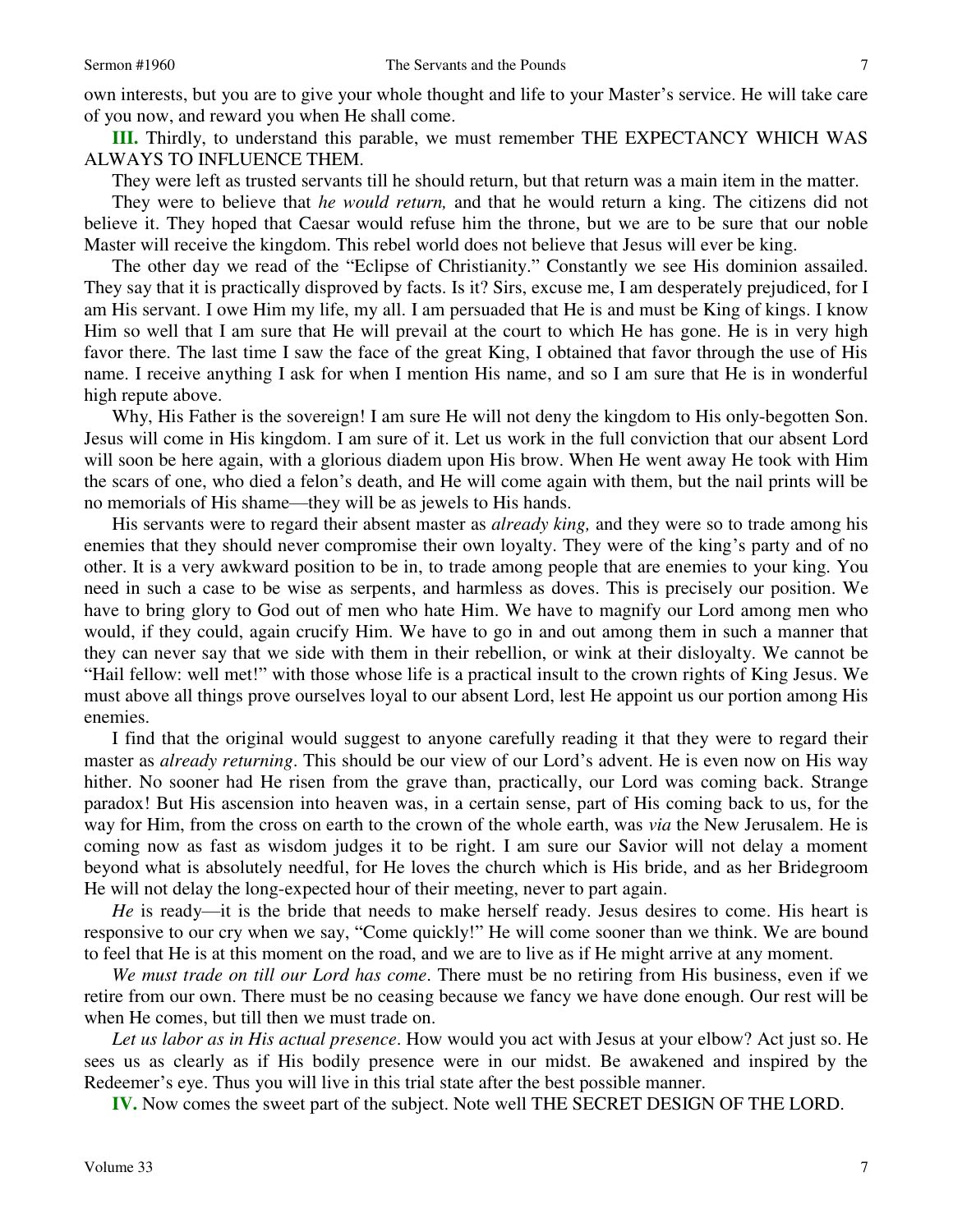own interests, but you are to give your whole thought and life to your Master's service. He will take care of you now, and reward you when He shall come.

**III.** Thirdly, to understand this parable, we must remember THE EXPECTANCY WHICH WAS ALWAYS TO INFLUENCE THEM.

They were left as trusted servants till he should return, but that return was a main item in the matter.

They were to believe that *he would return,* and that he would return a king. The citizens did not believe it. They hoped that Caesar would refuse him the throne, but we are to be sure that our noble Master will receive the kingdom. This rebel world does not believe that Jesus will ever be king.

The other day we read of the "Eclipse of Christianity." Constantly we see His dominion assailed. They say that it is practically disproved by facts. Is it? Sirs, excuse me, I am desperately prejudiced, for I am His servant. I owe Him my life, my all. I am persuaded that He is and must be King of kings. I know Him so well that I am sure that He will prevail at the court to which He has gone. He is in very high favor there. The last time I saw the face of the great King, I obtained that favor through the use of His name. I receive anything I ask for when I mention His name, and so I am sure that He is in wonderful high repute above.

Why, His Father is the sovereign! I am sure He will not deny the kingdom to His only-begotten Son. Jesus will come in His kingdom. I am sure of it. Let us work in the full conviction that our absent Lord will soon be here again, with a glorious diadem upon His brow. When He went away He took with Him the scars of one, who died a felon's death, and He will come again with them, but the nail prints will be no memorials of His shame—they will be as jewels to His hands.

His servants were to regard their absent master as *already king,* and they were so to trade among his enemies that they should never compromise their own loyalty. They were of the king's party and of no other. It is a very awkward position to be in, to trade among people that are enemies to your king. You need in such a case to be wise as serpents, and harmless as doves. This is precisely our position. We have to bring glory to God out of men who hate Him. We have to magnify our Lord among men who would, if they could, again crucify Him. We have to go in and out among them in such a manner that they can never say that we side with them in their rebellion, or wink at their disloyalty. We cannot be "Hail fellow: well met!" with those whose life is a practical insult to the crown rights of King Jesus. We must above all things prove ourselves loyal to our absent Lord, lest He appoint us our portion among His enemies.

I find that the original would suggest to anyone carefully reading it that they were to regard their master as *already returning*. This should be our view of our Lord's advent. He is even now on His way hither. No sooner had He risen from the grave than, practically, our Lord was coming back. Strange paradox! But His ascension into heaven was, in a certain sense, part of His coming back to us, for the way for Him, from the cross on earth to the crown of the whole earth, was *via* the New Jerusalem. He is coming now as fast as wisdom judges it to be right. I am sure our Savior will not delay a moment beyond what is absolutely needful, for He loves the church which is His bride, and as her Bridegroom He will not delay the long-expected hour of their meeting, never to part again.

*He* is ready—it is the bride that needs to make herself ready. Jesus desires to come. His heart is responsive to our cry when we say, "Come quickly!" He will come sooner than we think. We are bound to feel that He is at this moment on the road, and we are to live as if He might arrive at any moment.

*We must trade on till our Lord has come*. There must be no retiring from His business, even if we retire from our own. There must be no ceasing because we fancy we have done enough. Our rest will be when He comes, but till then we must trade on.

*Let us labor as in His actual presence*. How would you act with Jesus at your elbow? Act just so. He sees us as clearly as if His bodily presence were in our midst. Be awakened and inspired by the Redeemer's eye. Thus you will live in this trial state after the best possible manner.

**IV.** Now comes the sweet part of the subject. Note well THE SECRET DESIGN OF THE LORD.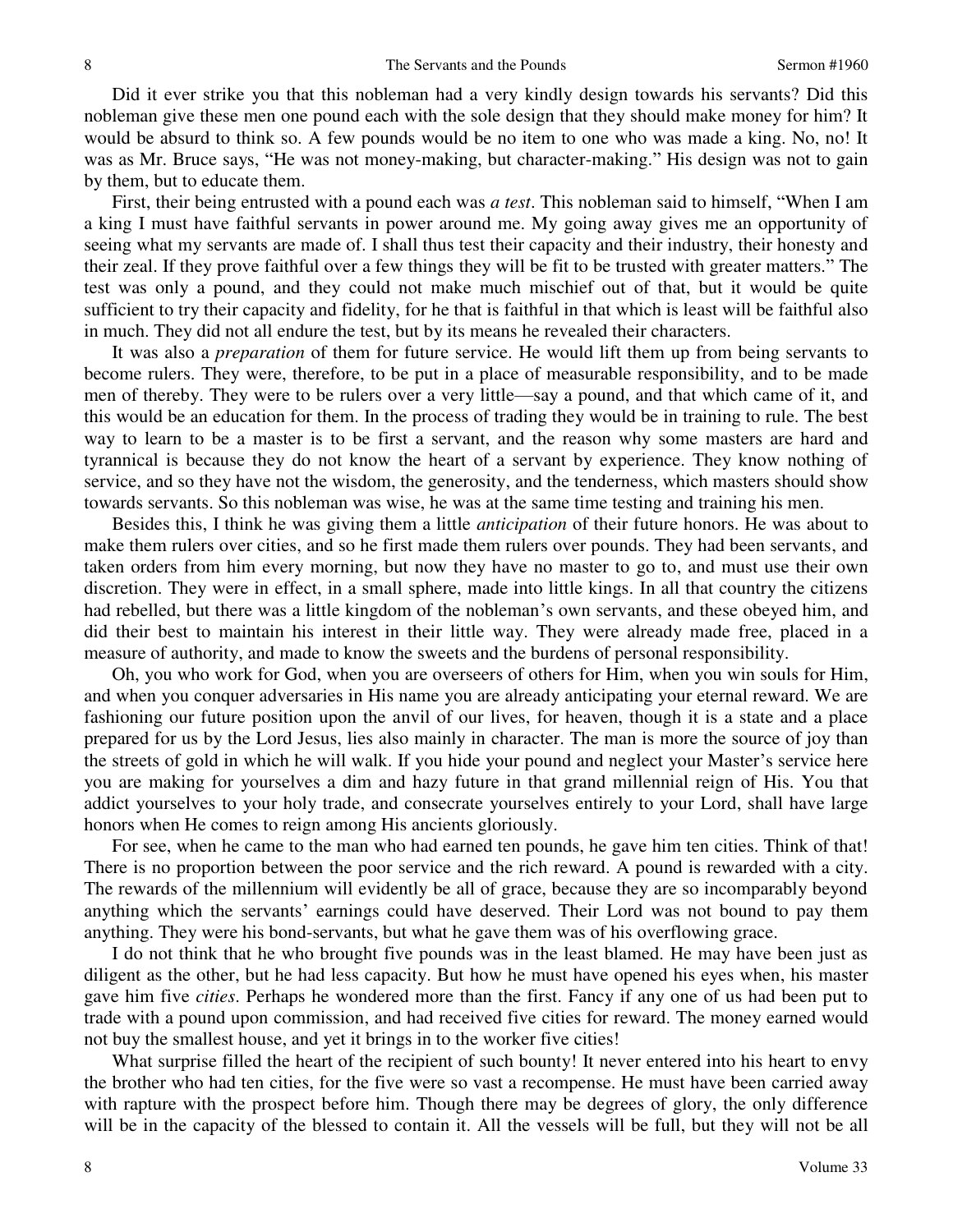Did it ever strike you that this nobleman had a very kindly design towards his servants? Did this nobleman give these men one pound each with the sole design that they should make money for him? It would be absurd to think so. A few pounds would be no item to one who was made a king. No, no! It was as Mr. Bruce says, "He was not money-making, but character-making." His design was not to gain by them, but to educate them.

First, their being entrusted with a pound each was *a test*. This nobleman said to himself, "When I am a king I must have faithful servants in power around me. My going away gives me an opportunity of seeing what my servants are made of. I shall thus test their capacity and their industry, their honesty and their zeal. If they prove faithful over a few things they will be fit to be trusted with greater matters." The test was only a pound, and they could not make much mischief out of that, but it would be quite sufficient to try their capacity and fidelity, for he that is faithful in that which is least will be faithful also in much. They did not all endure the test, but by its means he revealed their characters.

It was also a *preparation* of them for future service. He would lift them up from being servants to become rulers. They were, therefore, to be put in a place of measurable responsibility, and to be made men of thereby. They were to be rulers over a very little—say a pound, and that which came of it, and this would be an education for them. In the process of trading they would be in training to rule. The best way to learn to be a master is to be first a servant, and the reason why some masters are hard and tyrannical is because they do not know the heart of a servant by experience. They know nothing of service, and so they have not the wisdom, the generosity, and the tenderness, which masters should show towards servants. So this nobleman was wise, he was at the same time testing and training his men.

Besides this, I think he was giving them a little *anticipation* of their future honors. He was about to make them rulers over cities, and so he first made them rulers over pounds. They had been servants, and taken orders from him every morning, but now they have no master to go to, and must use their own discretion. They were in effect, in a small sphere, made into little kings. In all that country the citizens had rebelled, but there was a little kingdom of the nobleman's own servants, and these obeyed him, and did their best to maintain his interest in their little way. They were already made free, placed in a measure of authority, and made to know the sweets and the burdens of personal responsibility.

Oh, you who work for God, when you are overseers of others for Him, when you win souls for Him, and when you conquer adversaries in His name you are already anticipating your eternal reward. We are fashioning our future position upon the anvil of our lives, for heaven, though it is a state and a place prepared for us by the Lord Jesus, lies also mainly in character. The man is more the source of joy than the streets of gold in which he will walk. If you hide your pound and neglect your Master's service here you are making for yourselves a dim and hazy future in that grand millennial reign of His. You that addict yourselves to your holy trade, and consecrate yourselves entirely to your Lord, shall have large honors when He comes to reign among His ancients gloriously.

For see, when he came to the man who had earned ten pounds, he gave him ten cities. Think of that! There is no proportion between the poor service and the rich reward. A pound is rewarded with a city. The rewards of the millennium will evidently be all of grace, because they are so incomparably beyond anything which the servants' earnings could have deserved. Their Lord was not bound to pay them anything. They were his bond-servants, but what he gave them was of his overflowing grace.

I do not think that he who brought five pounds was in the least blamed. He may have been just as diligent as the other, but he had less capacity. But how he must have opened his eyes when, his master gave him five *cities*. Perhaps he wondered more than the first. Fancy if any one of us had been put to trade with a pound upon commission, and had received five cities for reward. The money earned would not buy the smallest house, and yet it brings in to the worker five cities!

What surprise filled the heart of the recipient of such bounty! It never entered into his heart to envy the brother who had ten cities, for the five were so vast a recompense. He must have been carried away with rapture with the prospect before him. Though there may be degrees of glory, the only difference will be in the capacity of the blessed to contain it. All the vessels will be full, but they will not be all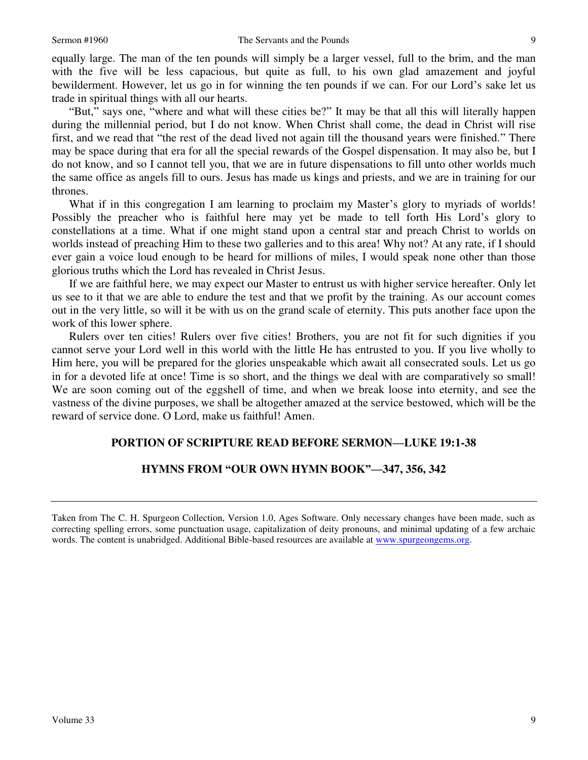equally large. The man of the ten pounds will simply be a larger vessel, full to the brim, and the man with the five will be less capacious, but quite as full, to his own glad amazement and joyful bewilderment. However, let us go in for winning the ten pounds if we can. For our Lord's sake let us trade in spiritual things with all our hearts.

"But," says one, "where and what will these cities be?" It may be that all this will literally happen during the millennial period, but I do not know. When Christ shall come, the dead in Christ will rise first, and we read that "the rest of the dead lived not again till the thousand years were finished." There may be space during that era for all the special rewards of the Gospel dispensation. It may also be, but I do not know, and so I cannot tell you, that we are in future dispensations to fill unto other worlds much the same office as angels fill to ours. Jesus has made us kings and priests, and we are in training for our thrones.

What if in this congregation I am learning to proclaim my Master's glory to myriads of worlds! Possibly the preacher who is faithful here may yet be made to tell forth His Lord's glory to constellations at a time. What if one might stand upon a central star and preach Christ to worlds on worlds instead of preaching Him to these two galleries and to this area! Why not? At any rate, if I should ever gain a voice loud enough to be heard for millions of miles, I would speak none other than those glorious truths which the Lord has revealed in Christ Jesus.

If we are faithful here, we may expect our Master to entrust us with higher service hereafter. Only let us see to it that we are able to endure the test and that we profit by the training. As our account comes out in the very little, so will it be with us on the grand scale of eternity. This puts another face upon the work of this lower sphere.

Rulers over ten cities! Rulers over five cities! Brothers, you are not fit for such dignities if you cannot serve your Lord well in this world with the little He has entrusted to you. If you live wholly to Him here, you will be prepared for the glories unspeakable which await all consecrated souls. Let us go in for a devoted life at once! Time is so short, and the things we deal with are comparatively so small! We are soon coming out of the eggshell of time, and when we break loose into eternity, and see the vastness of the divine purposes, we shall be altogether amazed at the service bestowed, which will be the reward of service done. O Lord, make us faithful! Amen.

**PORTION OF SCRIPTURE READ BEFORE SERMON—LUKE 19:1-38**

**HYMNS FROM "OUR OWN HYMN BOOK"—347, 356, 342**

---

Taken from The C. H. Spurgeon Collection, Version 1.0, Ages Software. Only necessary changes have been made, such as correcting spelling errors, some punctuation usage, capitalization of deity pronouns, and minimal updating of a few archaic words. The content is unabridged. Additional Bible-based resources are available at www.spurgeongems.org.